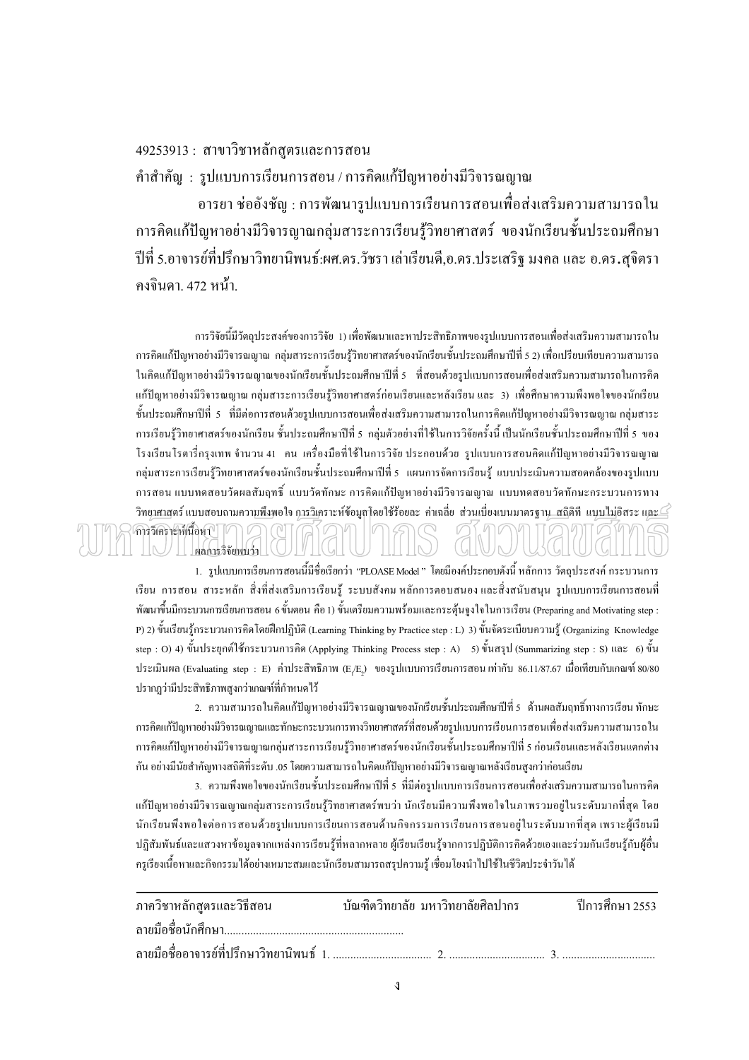49253913 : สาขาวิชาหลักสูตรและการสอน

คำสำคัญ : รูปแบบการเรียนการสอน / การคิดแก้ปัญหาอย่างมีวิจารณญาณ

อารยา ช่ออังชัญ : การพัฒนารูปแบบการเรียนการสอนเพื่อส่งเสริมความสามารถในการคิดแก้ปัญหาอย่างมีวิจารณญาณกลุ่มสาระการเรียนรู้วิทยาศาสตร์ ของนักเรียนชั้นประถมศึกษาปีที่ 5.อาจารย์ที่ปรึกษาวิทยานิพนธ์:ผศ.ดร.วัชรา เล่าเรียนดี,อ.ดร.ประเสริฐ มงคล และ อ.ดร.สุจิตรา คงจินดา. 472 หน้า.

การวิจัยนี้มีวัตถุประสงค์ของการวิจัย 1) เพื่อพัฒนาและหาประสิทธิภาพของรูปแบบการสอนเพื่อส่งเสริมความสามารถในการคิดแก้ปัญหาอย่างมีวิจารณญาณ กลุ่มสาระการเรียนรู้วิทยาศาสตร์ของนักเรียนชั้นประถมศึกษาปีที่ 5 2) เพื่อเปรียบเทียบความสามารถในคิดแก้ปัญหาอย่างมีวิจารณญาณของนักเรียนชั้นประถมศึกษาปีที่ 5 ที่สอนด้วยรูปแบบการสอนเพื่อส่งเสริมความสามารถในการคิดแก้ปัญหาอย่างมีวิจารณญาณ กลุ่มสาระการเรียนรู้วิทยาศาสตร์ก่อนเรียนและหลังเรียน และ 3) เพื่อศึกษาความพึงพอใจของนักเรียนชั้นประถมศึกษาปีที่ 5 ที่มีต่อการสอนด้วยรูปแบบการสอนเพื่อส่งเสริมความสามารถในการคิดแก้ปัญหาอย่างมีวิจารณญาณ กลุ่มสาระการเรียนรู้วิทยาศาสตร์ของนักเรียน ชั้นประถมศึกษาปีที่ 5 กลุ่มตัวอย่างที่ใช้ในการวิจัยครั้งนี้ เป็นนักเรียนชั้นประถมศึกษาปีที่ 5 ของโรงเรียนโรตารี่กรุงเทพ จำนวน 41 คน เครื่องมือที่ใช้ในการวิจัย ประกอบด้วย รูปแบบการสอนคิดแก้ปัญหาอย่างมีวิจารณญาณ กลุ่มสาระการเรียนรู้วิทยาศาสตร์ของนักเรียนชั้นประถมศึกษาปีที่ 5 แผนการจัดการเรียนรู้ แบบประเมินความสอดคล้องของรูปแบบการสอน แบบทดสอบวัดผลสัมฤทธิ์ แบบวัดทักษะ การคิดแก้ปัญหาอย่างมีวิจารณญาณ แบบทดสอบวัดทักษะกระบวนการทางวิทยาศาสตร์ แบบสอบถามความพึงพอใจ การวิเคราะห์ข้อมูลโดยใช้ร้อยละ ค่าเฉลี่ย ส่วนเบี่ยงเบนมาตรฐาน สถิติที แบบไม่อิสระ และการวิเคราะห์เนื้อหา

ผลการวิจัยพบว่า

1. รูปแบบการเรียนการสอนนี้มีชื่อเรียกว่า "PLOASE Model" โดยมีองค์ประกอบดังนี้ หลักการ วัตถุประสงค์ กระบวนการเรียน การสอน สาระหลัก สิ่งที่ส่งเสริมการเรียนรู้ ระบบสังคม หลักการตอบสนอง และสิ่งสนับสนุน รูปแบบการเรียนการสอนที่พัฒนาขึ้นมีกระบวนการเรียนการสอน 6 ขั้นตอน คือ 1) ขั้นเตรียมความพร้อมและกระตุ้นจูงใจในการเรียน (Preparing and Motivating step : P) 2) ขั้นเรียนรู้กระบวนการคิดโดยฝึกปฏิบัติ (Learning Thinking by Practice step : L) 3) ขั้นจัดระเบียบความรู้ (Organizing Knowledge step : O) 4) ขั้นประยุกต์ใช้กระบวนการคิด (Applying Thinking Process step : A) 5) ขั้นสรุป (Summarizing step : S) และ 6) ขั้นประเมินผล (Evaluating step : E) ค่าประสิทธิภาพ ($E_1/E_2$) ของรูปแบบการเรียนการสอน เท่ากับ 86.11/87.67 เมื่อเทียบกับเกณฑ์ 80/80 ปรากฏว่ามีประสิทธิภาพสูงกว่าเกณฑ์ที่กำหนดไว้

2. ความสามารถในคิดแก้ปัญหาอย่างมีวิจารณญาณของนักเรียนชั้นประถมศึกษาปีที่ 5 ด้านผลสัมฤทธิ์ทางการเรียน ทักษะการคิดแก้ปัญหาอย่างมีวิจารณญาณและทักษะกระบวนการทางวิทยาศาสตร์ที่สอนด้วยรูปแบบการเรียนการสอนเพื่อส่งเสริมความสามารถในการคิดแก้ปัญหาอย่างมีวิจารณญาณกลุ่มสาระการเรียนรู้วิทยาศาสตร์ของนักเรียนชั้นประถมศึกษาปีที่ 5 ก่อนเรียนและหลังเรียนแตกต่างกัน อย่างมีนัยสำคัญทางสถิติที่ระดับ .05 โดยความสามารถในคิดแก้ปัญหาอย่างมีวิจารณญาณหลังเรียนสูงกว่าก่อนเรียน

3. ความพึงพอใจของนักเรียนชั้นประถมศึกษาปีที่ 5 ที่มีต่อรูปแบบการเรียนการสอนเพื่อส่งเสริมความสามารถในการคิดแก้ปัญหาอย่างมีวิจารณญาณกลุ่มสาระการเรียนรู้วิทยาศาสตร์พบว่า นักเรียนมีความพึงพอใจในภาพรวมอยู่ในระดับมากที่สุด โดยนักเรียนพึงพอใจต่อการสอนด้วยรูปแบบการเรียนการสอนด้านกิจกรรมการเรียนการสอนอยู่ในระดับมากที่สุด เพราะผู้เรียนมีปฏิสัมพันธ์และแสวงหาข้อมูลจากแหล่งการเรียนรู้ที่หลากหลาย ผู้เรียนเรียนรู้จากการปฏิบัติการคิดด้วยเองและร่วมกันเรียนรู้กับผู้อื่น ครูเรียงเนื้อหาและกิจกรรมได้อย่างเหมาะสมและนักเรียนสามารถสรุปความรู้ เชื่อมโยงนำไปใช้ในชีวิตประจำวันได้

---

ภาควิชาหลักสูตรและวิธีสอน บัณฑิตวิทยาลัย มหาวิทยาลัยศิลปากร ปีการศึกษา 2553

ลายมือชื่อนักศึกษา........................................................

ลายมือชื่ออาจารย์ที่ปรึกษาวิทยานิพนธ์ 1. .............................. 2. .............................. 3. ..............................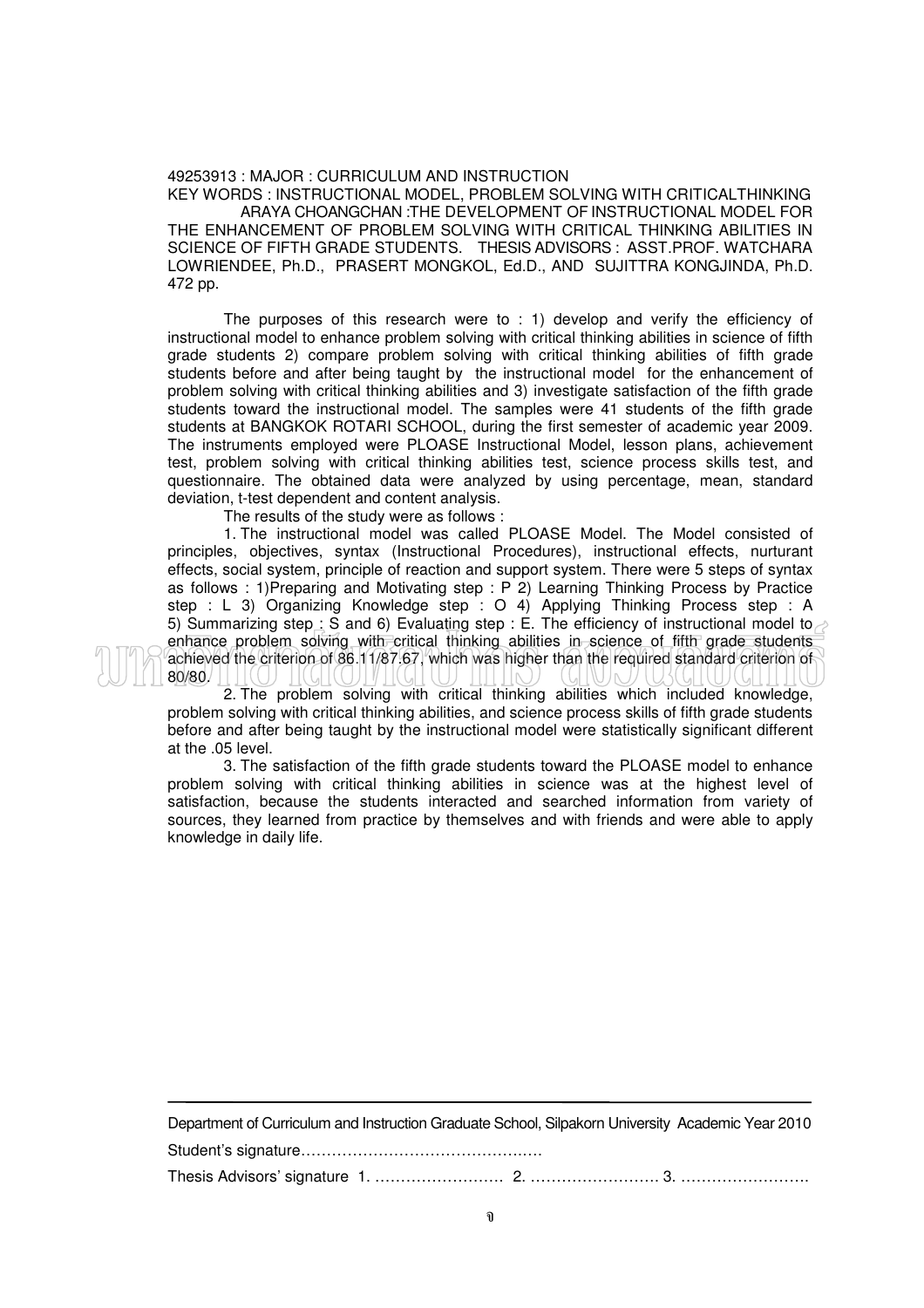49253913 : MAJOR : CURRICULUM AND INSTRUCTION

KEY WORDS : INSTRUCTIONAL MODEL, PROBLEM SOLVING WITH CRITICALTHINKING

ARAYA CHOANGCHAN :THE DEVELOPMENT OF INSTRUCTIONAL MODEL FOR THE ENHANCEMENT OF PROBLEM SOLVING WITH CRITICAL THINKING ABILITIES IN SCIENCE OF FIFTH GRADE STUDENTS. THESIS ADVISORS : ASST.PROF. WATCHARA LOWRIENDEE, Ph.D., PRASERT MONGKOL, Ed.D., AND SUJITTRA KONGJINDA, Ph.D. 472 pp.

The purposes of this research were to : 1) develop and verify the efficiency of instructional model to enhance problem solving with critical thinking abilities in science of fifth grade students 2) compare problem solving with critical thinking abilities of fifth grade students before and after being taught by the instructional model for the enhancement of problem solving with critical thinking abilities and 3) investigate satisfaction of the fifth grade students toward the instructional model. The samples were 41 students of the fifth grade students at BANGKOK ROTARI SCHOOL, during the first semester of academic year 2009. The instruments employed were PLOASE Instructional Model, lesson plans, achievement test, problem solving with critical thinking abilities test, science process skills test, and questionnaire. The obtained data were analyzed by using percentage, mean, standard deviation, t-test dependent and content analysis.

The results of the study were as follows :

1. The instructional model was called PLOASE Model. The Model consisted of principles, objectives, syntax (Instructional Procedures), instructional effects, nurturant effects, social system, principle of reaction and support system. There were 5 steps of syntax as follows : 1)Preparing and Motivating step : P 2) Learning Thinking Process by Practice step : L 3) Organizing Knowledge step : O 4) Applying Thinking Process step : A 5) Summarizing step : S and 6) Evaluating step : E. The efficiency of instructional model to enhance problem solving with critical thinking abilities in science of fifth grade students achieved the criterion of 86.11/87.67, which was higher than the required standard criterion of 80/80.

2. The problem solving with critical thinking abilities which included knowledge, problem solving with critical thinking abilities, and science process skills of fifth grade students before and after being taught by the instructional model were statistically significant different at the .05 level.

3. The satisfaction of the fifth grade students toward the PLOASE model to enhance problem solving with critical thinking abilities in science was at the highest level of satisfaction, because the students interacted and searched information from variety of sources, they learned from practice by themselves and with friends and were able to apply knowledge in daily life.

---

Department of Curriculum and Instruction Graduate School, Silpakorn University Academic Year 2010

Student's signature……………………………………..…

Thesis Advisors' signature 1. …………………… 2. …………………… 3. ……………………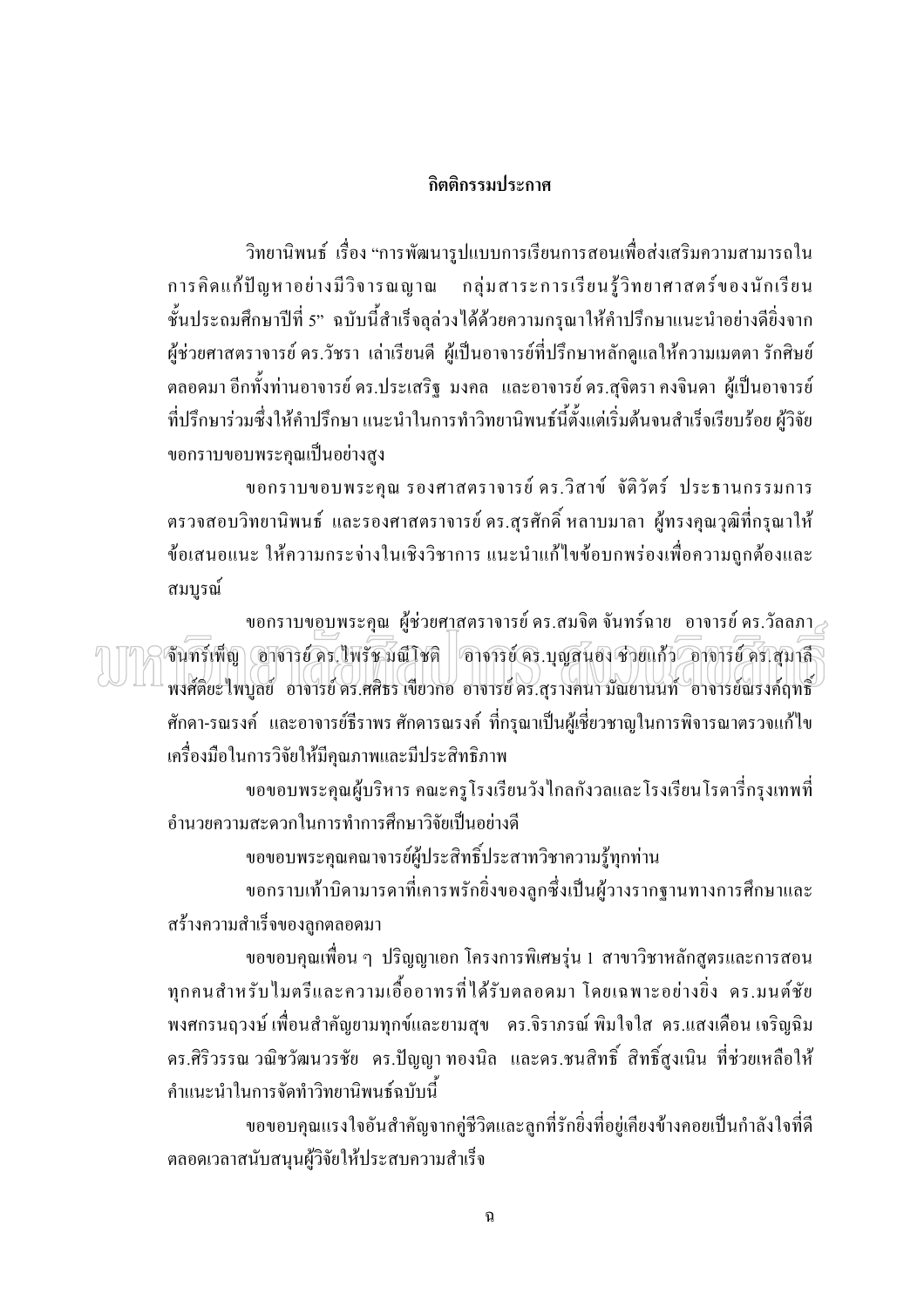**กิตติกรรมประกาศ**

วิทยานิพนธ์ เรื่อง "การพัฒนารูปแบบการเรียนการสอนเพื่อส่งเสริมความสามารถในการคิดแก้ปัญหาอย่างมีวิจารณญาณ กลุ่มสาระการเรียนรู้วิทยาศาสตร์ของนักเรียนชั้นประถมศึกษาปีที่ 5" ฉบับนี้สำเร็จลุล่วงได้ด้วยความกรุณาให้คำปรึกษาแนะนำอย่างดียิ่งจากผู้ช่วยศาสตราจารย์ ดร.วัชรา เล่าเรียนดี ผู้เป็นอาจารย์ที่ปรึกษาหลักดูแลให้ความเมตตา รักศิษย์ตลอดมา อีกทั้งท่านอาจารย์ ดร.ประเสริฐ มงคล และอาจารย์ ดร.สุจิตรา คงจินดา ผู้เป็นอาจารย์ที่ปรึกษาร่วมซึ่งให้คำปรึกษา แนะนำในการทำวิทยานิพนธ์นี้ตั้งแต่เริ่มต้นจนสำเร็จเรียบร้อย ผู้วิจัยขอกราบขอบพระคุณเป็นอย่างสูง

ขอกราบขอบพระคุณ รองศาสตราจารย์ ดร.วิสาข์ จัติวัตร์ ประธานกรรมการตรวจสอบวิทยานิพนธ์ และรองศาสตราจารย์ ดร.สุรศักดิ์ หลาบมาลา ผู้ทรงคุณวุฒิที่กรุณาให้ข้อเสนอแนะ ให้ความกระจ่างในเชิงวิชาการ แนะนำแก้ไขข้อบกพร่องเพื่อความถูกต้องและสมบูรณ์

ขอกราบขอบพระคุณ ผู้ช่วยศาสตราจารย์ ดร.สมจิต จันทร์ฉาย อาจารย์ ดร.วัลลภา จันทร์เพ็ญ อาจารย์ ดร.ไพรัช มณีโชติ อาจารย์ ดร.บุญสนอง ช่วยแก้ว อาจารย์ ดร.สุมาลี พงศ์ติยะไพบูลย์ อาจารย์ ดร.ศศิธร เขียวกอ อาจารย์ ดร.สุรางคนา มัณยานนท์ อาจารย์ณรงค์ฤทธิ์ ศักดา-รณรงค์ และอาจารย์ธีราพร ศักดารณรงค์ ที่กรุณาเป็นผู้เชี่ยวชาญในการพิจารณาตรวจแก้ไขเครื่องมือในการวิจัยให้มีคุณภาพและมีประสิทธิภาพ

ขอขอบพระคุณผู้บริหาร คณะครูโรงเรียนวังไกลกังวลและโรงเรียนโรตารี่กรุงเทพที่อำนวยความสะดวกในการทำการศึกษาวิจัยเป็นอย่างดี

ขอขอบพระคุณคณาจารย์ผู้ประสิทธิ์ประสาทวิชาความรู้ทุกท่าน

ขอกราบเท้าบิดามารดาที่เคารพรักยิ่งของลูกซึ่งเป็นผู้วางรากฐานทางการศึกษาและสร้างความสำเร็จของลูกตลอดมา

ขอขอบคุณเพื่อน ๆ ปริญญาเอก โครงการพิเศษรุ่น 1 สาขาวิชาหลักสูตรและการสอนทุกคนสำหรับไมตรีและความเอื้ออาทรที่ได้รับตลอดมา โดยเฉพาะอย่างยิ่ง ดร.มนต์ชัย พงศกรนฤวงษ์ เพื่อนสำคัญยามทุกข์และยามสุข ดร.จิราภรณ์ พิมใจใส ดร.แสงเดือน เจริญฉิม ดร.ศิริวรรณ วณิชวัฒนวรชัย ดร.ปัญญา ทองนิล และดร.ชนสิทธิ์ สิทธิ์สูงเนิน ที่ช่วยเหลือให้คำแนะนำในการจัดทำวิทยานิพนธ์ฉบับนี้

ขอขอบคุณแรงใจอันสำคัญจากคู่ชีวิตและลูกที่รักยิ่งที่อยู่เคียงข้างคอยเป็นกำลังใจที่ดีตลอดเวลาสนับสนุนผู้วิจัยให้ประสบความสำเร็จ